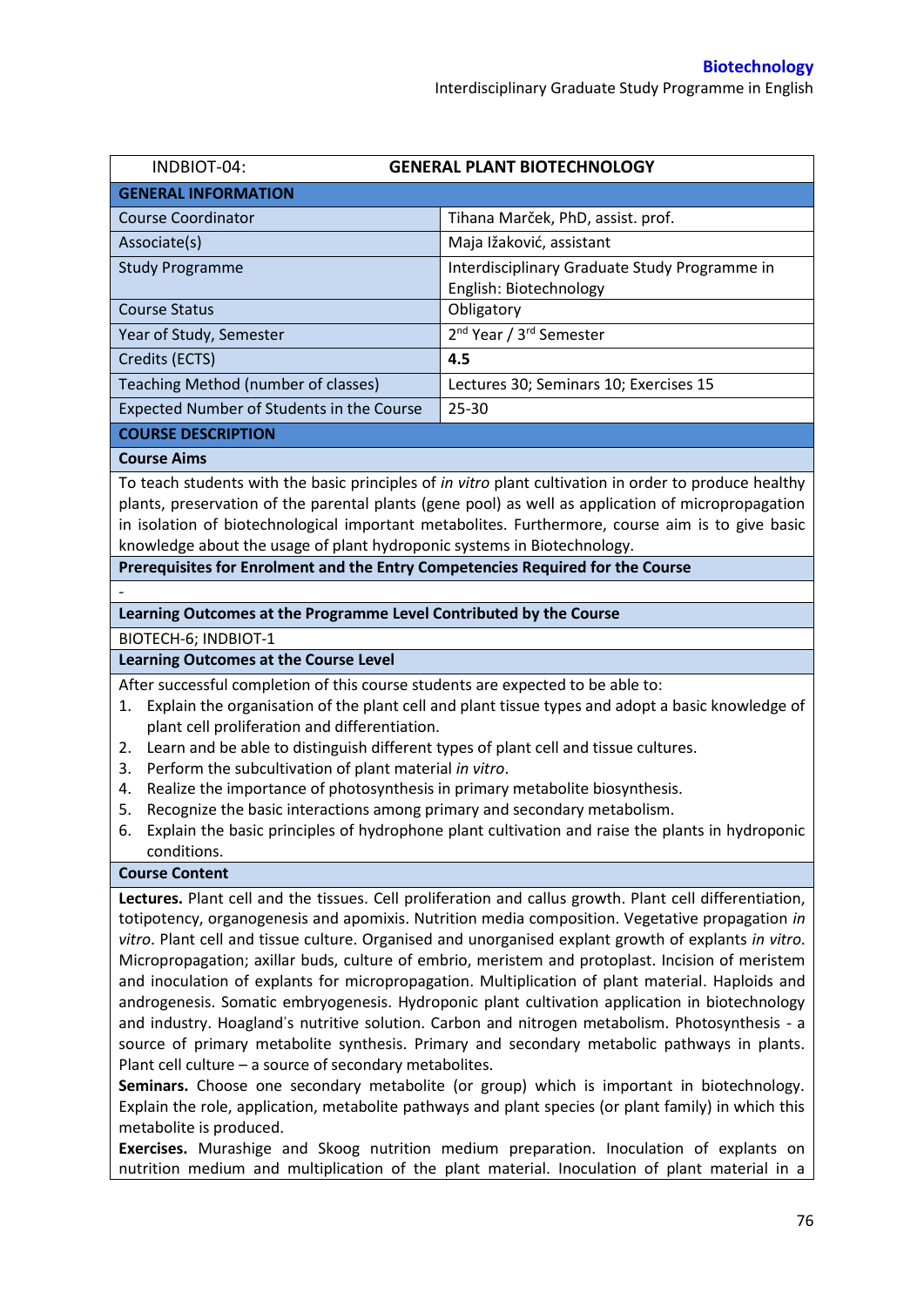| INDBIOT-04: | GENERAL PLANT BIOTECHNOLOGY |
|---|---|
| **GENERAL INFORMATION** | |
| Course Coordinator | Tihana Marček, PhD, assist. prof. |
| Associate(s) | Maja Ižaković, assistant |
| Study Programme | Interdisciplinary Graduate Study Programme in English: Biotechnology |
| Course Status | Obligatory |
| Year of Study, Semester | 2nd Year / 3rd Semester |
| Credits (ECTS) | **4.5** |
| Teaching Method (number of classes) | Lectures 30; Seminars 10; Exercises 15 |
| Expected Number of Students in the Course | 25-30 |

## COURSE DESCRIPTION

### Course Aims

To teach students with the basic principles of *in vitro* plant cultivation in order to produce healthy plants, preservation of the parental plants (gene pool) as well as application of micropropagation in isolation of biotechnological important metabolites. Furthermore, course aim is to give basic knowledge about the usage of plant hydroponic systems in Biotechnology.

### Prerequisites for Enrolment and the Entry Competencies Required for the Course

-

### Learning Outcomes at the Programme Level Contributed by the Course

BIOTECH-6; INDBIOT-1

### Learning Outcomes at the Course Level

After successful completion of this course students are expected to be able to:

1. Explain the organisation of the plant cell and plant tissue types and adopt a basic knowledge of plant cell proliferation and differentiation.
2. Learn and be able to distinguish different types of plant cell and tissue cultures.
3. Perform the subcultivation of plant material *in vitro*.
4. Realize the importance of photosynthesis in primary metabolite biosynthesis.
5. Recognize the basic interactions among primary and secondary metabolism.
6. Explain the basic principles of hydrophone plant cultivation and raise the plants in hydroponic conditions.

### Course Content

**Lectures.** Plant cell and the tissues. Cell proliferation and callus growth. Plant cell differentiation, totipotency, organogenesis and apomixis. Nutrition media composition. Vegetative propagation *in vitro*. Plant cell and tissue culture. Organised and unorganised explant growth of explants *in vitro*. Micropropagation; axillar buds, culture of embrio, meristem and protoplast. Incision of meristem and inoculation of explants for micropropagation. Multiplication of plant material. Haploids and androgenesis. Somatic embryogenesis. Hydroponic plant cultivation application in biotechnology and industry. Hoagland's nutritive solution. Carbon and nitrogen metabolism. Photosynthesis - a source of primary metabolite synthesis. Primary and secondary metabolic pathways in plants. Plant cell culture – a source of secondary metabolites.

**Seminars.** Choose one secondary metabolite (or group) which is important in biotechnology. Explain the role, application, metabolite pathways and plant species (or plant family) in which this metabolite is produced.

**Exercises.** Murashige and Skoog nutrition medium preparation. Inoculation of explants on nutrition medium and multiplication of the plant material. Inoculation of plant material in a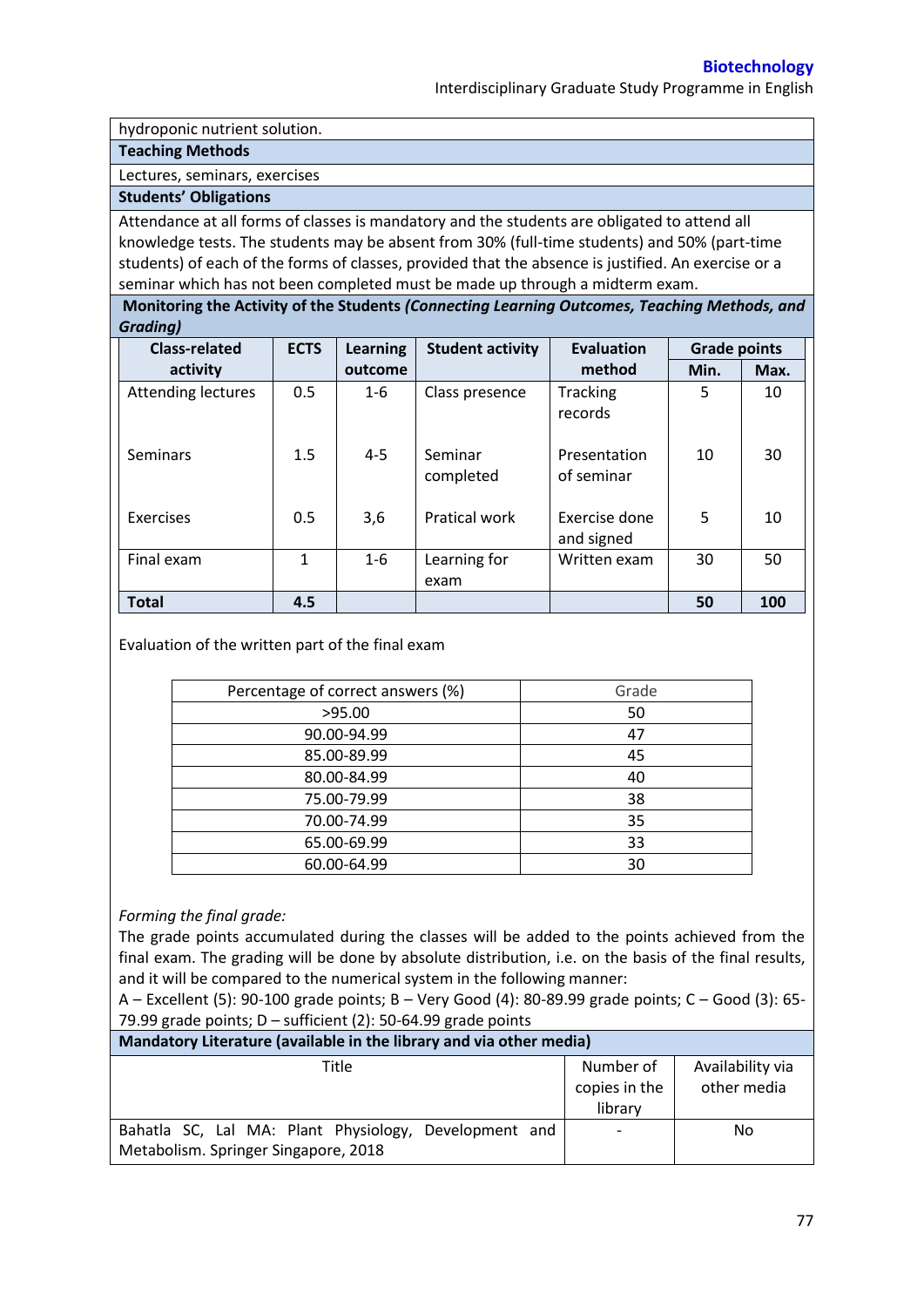hydroponic nutrient solution.

**Teaching Methods**

Lectures, seminars, exercises

**Students' Obligations**

Attendance at all forms of classes is mandatory and the students are obligated to attend all knowledge tests. The students may be absent from 30% (full-time students) and 50% (part-time students) of each of the forms of classes, provided that the absence is justified. An exercise or a seminar which has not been completed must be made up through a midterm exam.

**Monitoring the Activity of the Students *(Connecting Learning Outcomes, Teaching Methods, and Grading)***

| Class-related activity | ECTS | Learning outcome | Student activity | Evaluation method | Grade points | |
|---|---|---|---|---|---|---|
| | | | | | Min. | Max. |
| Attending lectures | 0.5 | 1-6 | Class presence | Tracking records | 5 | 10 |
| Seminars | 1.5 | 4-5 | Seminar completed | Presentation of seminar | 10 | 30 |
| Exercises | 0.5 | 3,6 | Pratical work | Exercise done and signed | 5 | 10 |
| Final exam | 1 | 1-6 | Learning for exam | Written exam | 30 | 50 |
| **Total** | **4.5** | | | | **50** | **100** |

Evaluation of the written part of the final exam

| Percentage of correct answers (%) | Grade |
|---|---|
| >95.00 | 50 |
| 90.00-94.99 | 47 |
| 85.00-89.99 | 45 |
| 80.00-84.99 | 40 |
| 75.00-79.99 | 38 |
| 70.00-74.99 | 35 |
| 65.00-69.99 | 33 |
| 60.00-64.99 | 30 |

*Forming the final grade:*

The grade points accumulated during the classes will be added to the points achieved from the final exam. The grading will be done by absolute distribution, i.e. on the basis of the final results, and it will be compared to the numerical system in the following manner:

A – Excellent (5): 90-100 grade points; B – Very Good (4): 80-89.99 grade points; C – Good (3): 65-79.99 grade points; D – sufficient (2): 50-64.99 grade points

**Mandatory Literature (available in the library and via other media)**

| Title | Number of copies in the library | Availability via other media |
|---|---|---|
| Bahatla SC, Lal MA: Plant Physiology, Development and Metabolism. Springer Singapore, 2018 | - | No |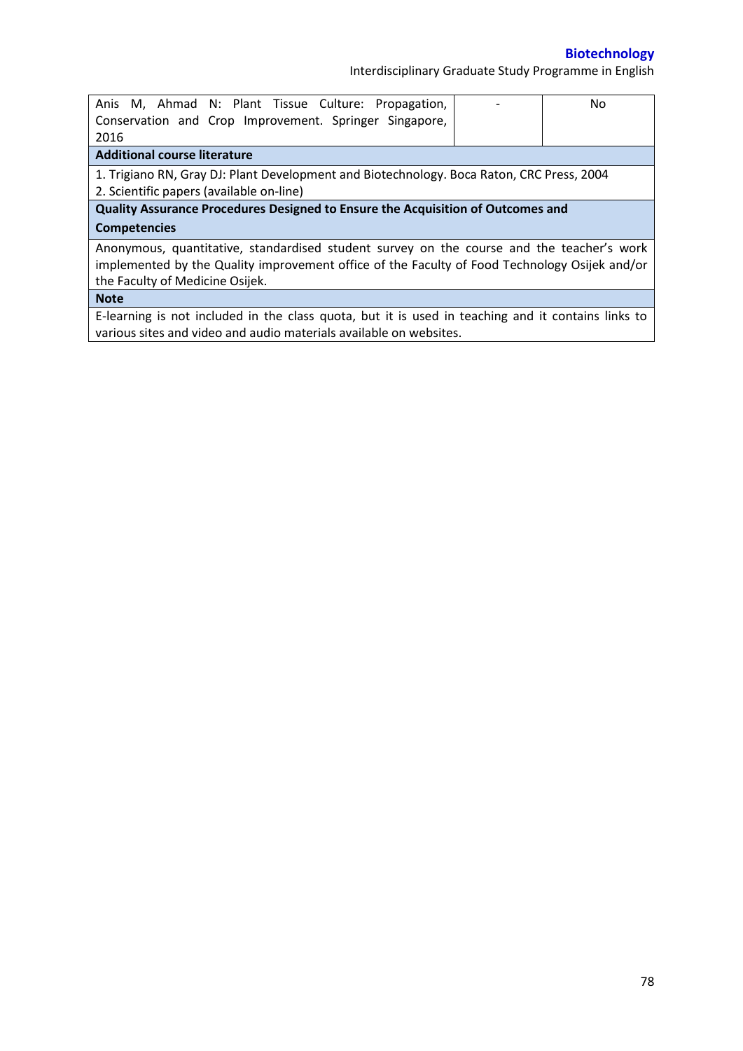| | | |
|---|---|---|
| Anis M, Ahmad N: Plant Tissue Culture: Propagation, Conservation and Crop Improvement. Springer Singapore, 2016 | - | No |

**Additional course literature**

1. Trigiano RN, Gray DJ: Plant Development and Biotechnology. Boca Raton, CRC Press, 2004
2. Scientific papers (available on-line)

**Quality Assurance Procedures Designed to Ensure the Acquisition of Outcomes and Competencies**

Anonymous, quantitative, standardised student survey on the course and the teacher's work implemented by the Quality improvement office of the Faculty of Food Technology Osijek and/or the Faculty of Medicine Osijek.

**Note**

E-learning is not included in the class quota, but it is used in teaching and it contains links to various sites and video and audio materials available on websites.